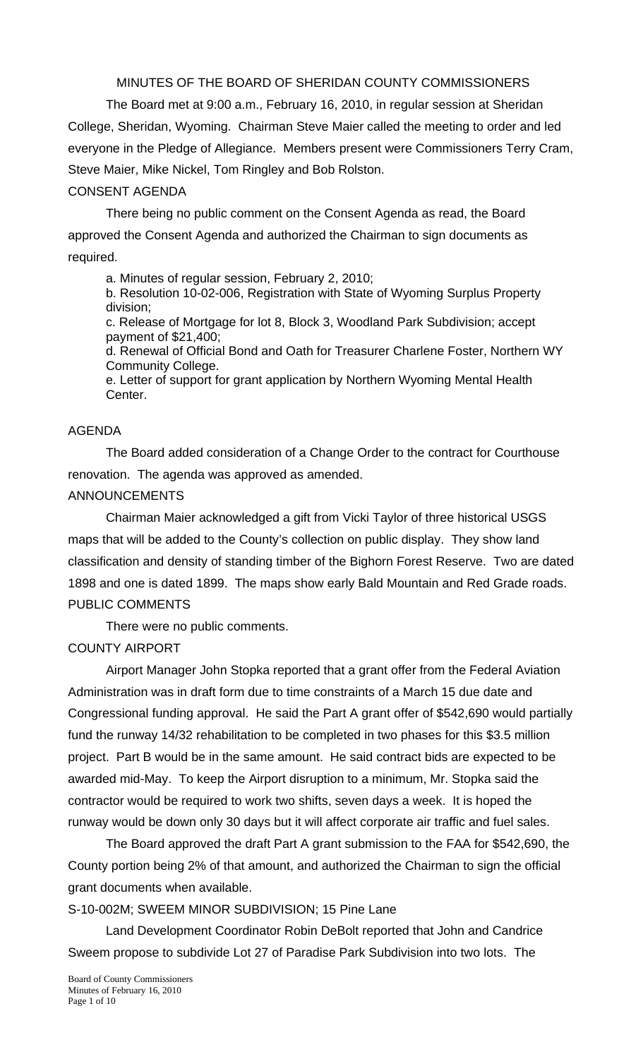# MINUTES OF THE BOARD OF SHERIDAN COUNTY COMMISSIONERS

The Board met at 9:00 a.m., February 16, 2010, in regular session at Sheridan College, Sheridan, Wyoming. Chairman Steve Maier called the meeting to order and led everyone in the Pledge of Allegiance. Members present were Commissioners Terry Cram, Steve Maier, Mike Nickel, Tom Ringley and Bob Rolston.

## CONSENT AGENDA

There being no public comment on the Consent Agenda as read, the Board approved the Consent Agenda and authorized the Chairman to sign documents as required.

a. Minutes of regular session, February 2, 2010;
b. Resolution 10-02-006, Registration with State of Wyoming Surplus Property division;
c. Release of Mortgage for lot 8, Block 3, Woodland Park Subdivision; accept payment of $21,400;
d. Renewal of Official Bond and Oath for Treasurer Charlene Foster, Northern WY Community College.
e. Letter of support for grant application by Northern Wyoming Mental Health Center.

## AGENDA

The Board added consideration of a Change Order to the contract for Courthouse renovation. The agenda was approved as amended.

## ANNOUNCEMENTS

Chairman Maier acknowledged a gift from Vicki Taylor of three historical USGS maps that will be added to the County's collection on public display. They show land classification and density of standing timber of the Bighorn Forest Reserve. Two are dated 1898 and one is dated 1899. The maps show early Bald Mountain and Red Grade roads.

## PUBLIC COMMENTS

There were no public comments.

## COUNTY AIRPORT

Airport Manager John Stopka reported that a grant offer from the Federal Aviation Administration was in draft form due to time constraints of a March 15 due date and Congressional funding approval. He said the Part A grant offer of $542,690 would partially fund the runway 14/32 rehabilitation to be completed in two phases for this $3.5 million project. Part B would be in the same amount. He said contract bids are expected to be awarded mid-May. To keep the Airport disruption to a minimum, Mr. Stopka said the contractor would be required to work two shifts, seven days a week. It is hoped the runway would be down only 30 days but it will affect corporate air traffic and fuel sales.

The Board approved the draft Part A grant submission to the FAA for $542,690, the County portion being 2% of that amount, and authorized the Chairman to sign the official grant documents when available.

## S-10-002M; SWEEM MINOR SUBDIVISION; 15 Pine Lane

Land Development Coordinator Robin DeBolt reported that John and Candrice Sweem propose to subdivide Lot 27 of Paradise Park Subdivision into two lots. The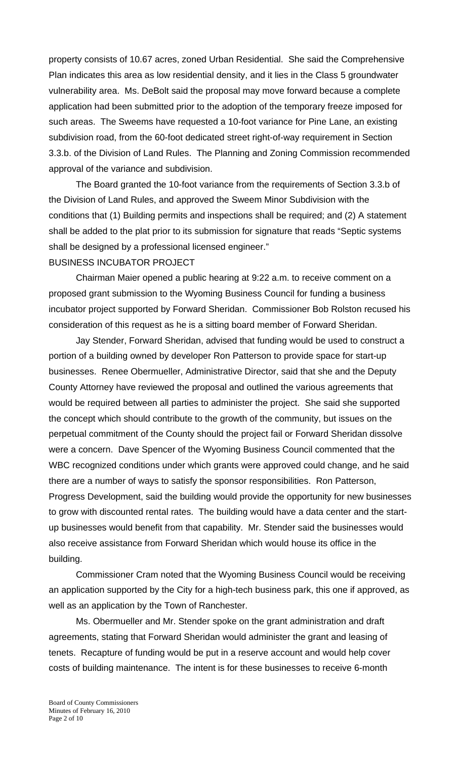property consists of 10.67 acres, zoned Urban Residential. She said the Comprehensive Plan indicates this area as low residential density, and it lies in the Class 5 groundwater vulnerability area. Ms. DeBolt said the proposal may move forward because a complete application had been submitted prior to the adoption of the temporary freeze imposed for such areas. The Sweems have requested a 10-foot variance for Pine Lane, an existing subdivision road, from the 60-foot dedicated street right-of-way requirement in Section 3.3.b. of the Division of Land Rules. The Planning and Zoning Commission recommended approval of the variance and subdivision.

The Board granted the 10-foot variance from the requirements of Section 3.3.b of the Division of Land Rules, and approved the Sweem Minor Subdivision with the conditions that (1) Building permits and inspections shall be required; and (2) A statement shall be added to the plat prior to its submission for signature that reads "Septic systems shall be designed by a professional licensed engineer."

BUSINESS INCUBATOR PROJECT

Chairman Maier opened a public hearing at 9:22 a.m. to receive comment on a proposed grant submission to the Wyoming Business Council for funding a business incubator project supported by Forward Sheridan. Commissioner Bob Rolston recused his consideration of this request as he is a sitting board member of Forward Sheridan.

Jay Stender, Forward Sheridan, advised that funding would be used to construct a portion of a building owned by developer Ron Patterson to provide space for start-up businesses. Renee Obermueller, Administrative Director, said that she and the Deputy County Attorney have reviewed the proposal and outlined the various agreements that would be required between all parties to administer the project. She said she supported the concept which should contribute to the growth of the community, but issues on the perpetual commitment of the County should the project fail or Forward Sheridan dissolve were a concern. Dave Spencer of the Wyoming Business Council commented that the WBC recognized conditions under which grants were approved could change, and he said there are a number of ways to satisfy the sponsor responsibilities. Ron Patterson, Progress Development, said the building would provide the opportunity for new businesses to grow with discounted rental rates. The building would have a data center and the start-up businesses would benefit from that capability. Mr. Stender said the businesses would also receive assistance from Forward Sheridan which would house its office in the building.

Commissioner Cram noted that the Wyoming Business Council would be receiving an application supported by the City for a high-tech business park, this one if approved, as well as an application by the Town of Ranchester.

Ms. Obermueller and Mr. Stender spoke on the grant administration and draft agreements, stating that Forward Sheridan would administer the grant and leasing of tenets. Recapture of funding would be put in a reserve account and would help cover costs of building maintenance. The intent is for these businesses to receive 6-month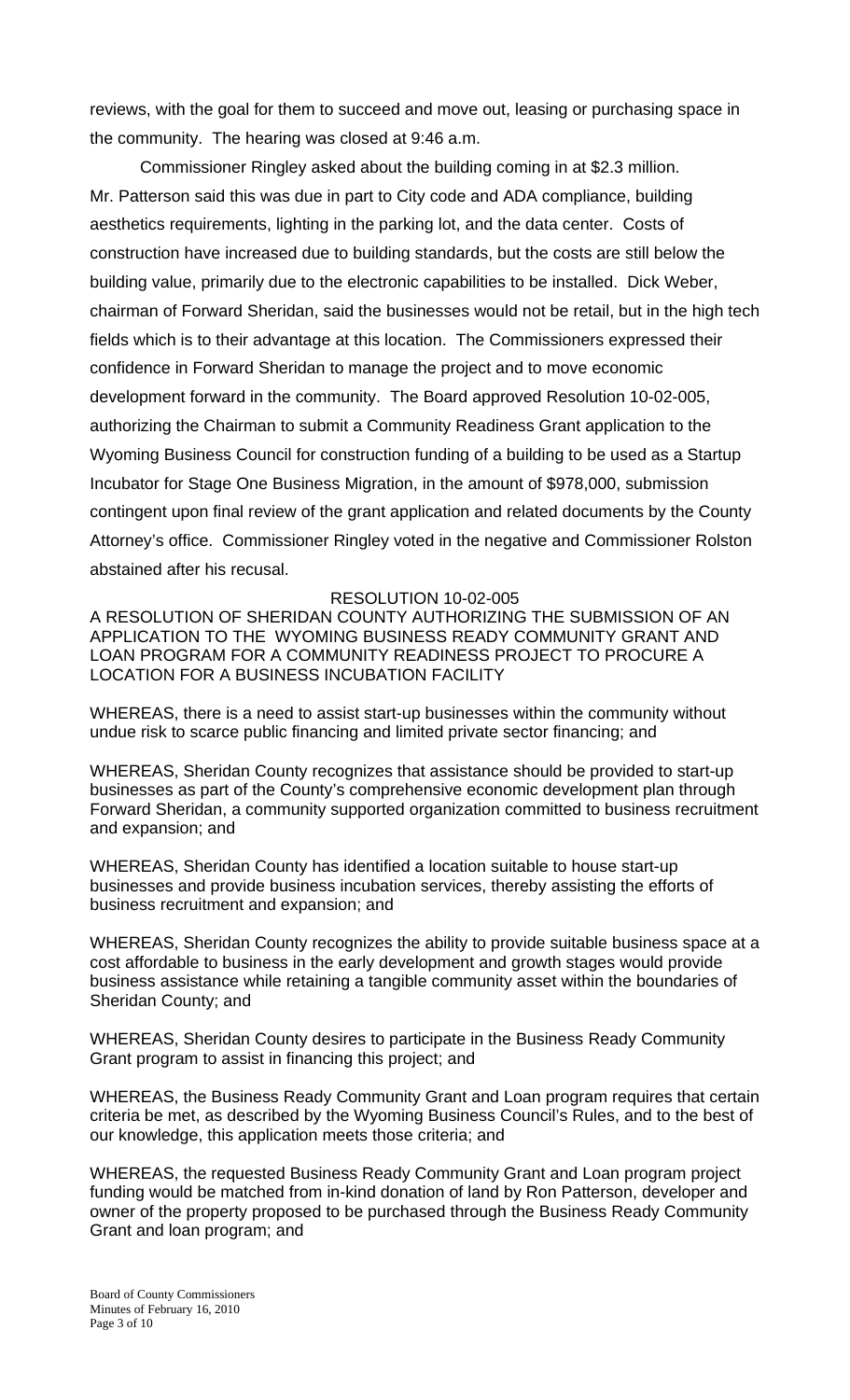reviews, with the goal for them to succeed and move out, leasing or purchasing space in the community. The hearing was closed at 9:46 a.m.

Commissioner Ringley asked about the building coming in at $2.3 million. Mr. Patterson said this was due in part to City code and ADA compliance, building aesthetics requirements, lighting in the parking lot, and the data center. Costs of construction have increased due to building standards, but the costs are still below the building value, primarily due to the electronic capabilities to be installed. Dick Weber, chairman of Forward Sheridan, said the businesses would not be retail, but in the high tech fields which is to their advantage at this location. The Commissioners expressed their confidence in Forward Sheridan to manage the project and to move economic development forward in the community. The Board approved Resolution 10-02-005, authorizing the Chairman to submit a Community Readiness Grant application to the Wyoming Business Council for construction funding of a building to be used as a Startup Incubator for Stage One Business Migration, in the amount of $978,000, submission contingent upon final review of the grant application and related documents by the County Attorney's office. Commissioner Ringley voted in the negative and Commissioner Rolston abstained after his recusal.

RESOLUTION 10-02-005

A RESOLUTION OF SHERIDAN COUNTY AUTHORIZING THE SUBMISSION OF AN APPLICATION TO THE WYOMING BUSINESS READY COMMUNITY GRANT AND LOAN PROGRAM FOR A COMMUNITY READINESS PROJECT TO PROCURE A LOCATION FOR A BUSINESS INCUBATION FACILITY

WHEREAS, there is a need to assist start-up businesses within the community without undue risk to scarce public financing and limited private sector financing; and

WHEREAS, Sheridan County recognizes that assistance should be provided to start-up businesses as part of the County's comprehensive economic development plan through Forward Sheridan, a community supported organization committed to business recruitment and expansion; and

WHEREAS, Sheridan County has identified a location suitable to house start-up businesses and provide business incubation services, thereby assisting the efforts of business recruitment and expansion; and

WHEREAS, Sheridan County recognizes the ability to provide suitable business space at a cost affordable to business in the early development and growth stages would provide business assistance while retaining a tangible community asset within the boundaries of Sheridan County; and

WHEREAS, Sheridan County desires to participate in the Business Ready Community Grant program to assist in financing this project; and

WHEREAS, the Business Ready Community Grant and Loan program requires that certain criteria be met, as described by the Wyoming Business Council's Rules, and to the best of our knowledge, this application meets those criteria; and

WHEREAS, the requested Business Ready Community Grant and Loan program project funding would be matched from in-kind donation of land by Ron Patterson, developer and owner of the property proposed to be purchased through the Business Ready Community Grant and loan program; and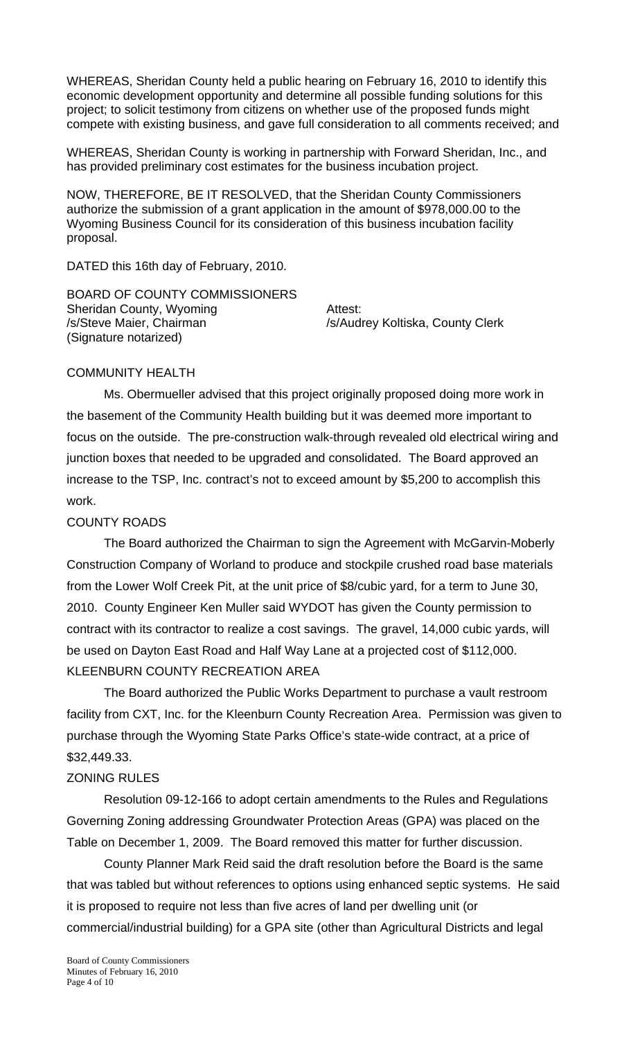WHEREAS, Sheridan County held a public hearing on February 16, 2010 to identify this economic development opportunity and determine all possible funding solutions for this project; to solicit testimony from citizens on whether use of the proposed funds might compete with existing business, and gave full consideration to all comments received; and

WHEREAS, Sheridan County is working in partnership with Forward Sheridan, Inc., and has provided preliminary cost estimates for the business incubation project.

NOW, THEREFORE, BE IT RESOLVED, that the Sheridan County Commissioners authorize the submission of a grant application in the amount of $978,000.00 to the Wyoming Business Council for its consideration of this business incubation facility proposal.

DATED this 16th day of February, 2010.

BOARD OF COUNTY COMMISSIONERS
Sheridan County, Wyoming
/s/Steve Maier, Chairman
(Signature notarized)

Attest:
/s/Audrey Koltiska, County Clerk

COMMUNITY HEALTH

Ms. Obermueller advised that this project originally proposed doing more work in the basement of the Community Health building but it was deemed more important to focus on the outside. The pre-construction walk-through revealed old electrical wiring and junction boxes that needed to be upgraded and consolidated. The Board approved an increase to the TSP, Inc. contract's not to exceed amount by $5,200 to accomplish this work.

COUNTY ROADS

The Board authorized the Chairman to sign the Agreement with McGarvin-Moberly Construction Company of Worland to produce and stockpile crushed road base materials from the Lower Wolf Creek Pit, at the unit price of $8/cubic yard, for a term to June 30, 2010. County Engineer Ken Muller said WYDOT has given the County permission to contract with its contractor to realize a cost savings. The gravel, 14,000 cubic yards, will be used on Dayton East Road and Half Way Lane at a projected cost of $112,000.

KLEENBURN COUNTY RECREATION AREA

The Board authorized the Public Works Department to purchase a vault restroom facility from CXT, Inc. for the Kleenburn County Recreation Area. Permission was given to purchase through the Wyoming State Parks Office's state-wide contract, at a price of $32,449.33.

ZONING RULES

Resolution 09-12-166 to adopt certain amendments to the Rules and Regulations Governing Zoning addressing Groundwater Protection Areas (GPA) was placed on the Table on December 1, 2009. The Board removed this matter for further discussion.

County Planner Mark Reid said the draft resolution before the Board is the same that was tabled but without references to options using enhanced septic systems. He said it is proposed to require not less than five acres of land per dwelling unit (or commercial/industrial building) for a GPA site (other than Agricultural Districts and legal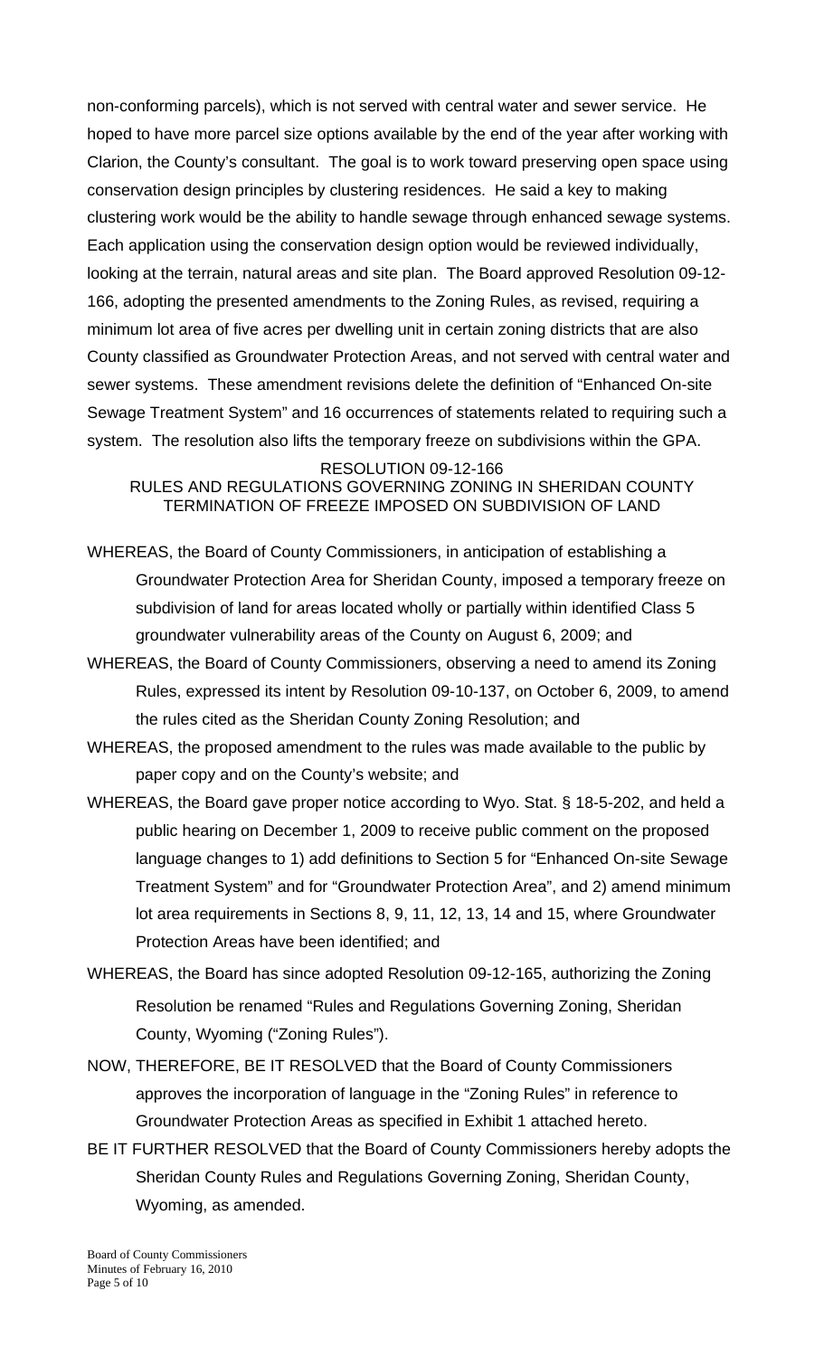non-conforming parcels), which is not served with central water and sewer service. He hoped to have more parcel size options available by the end of the year after working with Clarion, the County's consultant. The goal is to work toward preserving open space using conservation design principles by clustering residences. He said a key to making clustering work would be the ability to handle sewage through enhanced sewage systems. Each application using the conservation design option would be reviewed individually, looking at the terrain, natural areas and site plan. The Board approved Resolution 09-12-166, adopting the presented amendments to the Zoning Rules, as revised, requiring a minimum lot area of five acres per dwelling unit in certain zoning districts that are also County classified as Groundwater Protection Areas, and not served with central water and sewer systems. These amendment revisions delete the definition of "Enhanced On-site Sewage Treatment System" and 16 occurrences of statements related to requiring such a system. The resolution also lifts the temporary freeze on subdivisions within the GPA.

RESOLUTION 09-12-166
RULES AND REGULATIONS GOVERNING ZONING IN SHERIDAN COUNTY
TERMINATION OF FREEZE IMPOSED ON SUBDIVISION OF LAND

WHEREAS, the Board of County Commissioners, in anticipation of establishing a Groundwater Protection Area for Sheridan County, imposed a temporary freeze on subdivision of land for areas located wholly or partially within identified Class 5 groundwater vulnerability areas of the County on August 6, 2009; and

WHEREAS, the Board of County Commissioners, observing a need to amend its Zoning Rules, expressed its intent by Resolution 09-10-137, on October 6, 2009, to amend the rules cited as the Sheridan County Zoning Resolution; and

WHEREAS, the proposed amendment to the rules was made available to the public by paper copy and on the County's website; and

WHEREAS, the Board gave proper notice according to Wyo. Stat. § 18-5-202, and held a public hearing on December 1, 2009 to receive public comment on the proposed language changes to 1) add definitions to Section 5 for "Enhanced On-site Sewage Treatment System" and for "Groundwater Protection Area", and 2) amend minimum lot area requirements in Sections 8, 9, 11, 12, 13, 14 and 15, where Groundwater Protection Areas have been identified; and

WHEREAS, the Board has since adopted Resolution 09-12-165, authorizing the Zoning Resolution be renamed "Rules and Regulations Governing Zoning, Sheridan County, Wyoming ("Zoning Rules").

NOW, THEREFORE, BE IT RESOLVED that the Board of County Commissioners approves the incorporation of language in the "Zoning Rules" in reference to Groundwater Protection Areas as specified in Exhibit 1 attached hereto.

BE IT FURTHER RESOLVED that the Board of County Commissioners hereby adopts the Sheridan County Rules and Regulations Governing Zoning, Sheridan County, Wyoming, as amended.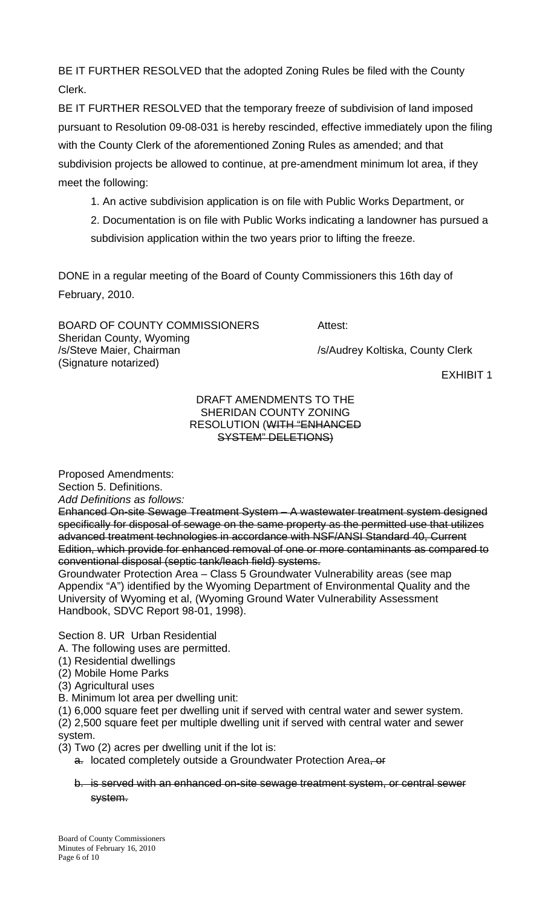BE IT FURTHER RESOLVED that the adopted Zoning Rules be filed with the County Clerk.

BE IT FURTHER RESOLVED that the temporary freeze of subdivision of land imposed pursuant to Resolution 09-08-031 is hereby rescinded, effective immediately upon the filing with the County Clerk of the aforementioned Zoning Rules as amended; and that subdivision projects be allowed to continue, at pre-amendment minimum lot area, if they meet the following:

1. An active subdivision application is on file with Public Works Department, or
2. Documentation is on file with Public Works indicating a landowner has pursued a subdivision application within the two years prior to lifting the freeze.

DONE in a regular meeting of the Board of County Commissioners this 16th day of February, 2010.

BOARD OF COUNTY COMMISSIONERS
Sheridan County, Wyoming
/s/Steve Maier, Chairman
(Signature notarized)

Attest:
/s/Audrey Koltiska, County Clerk

EXHIBIT 1

DRAFT AMENDMENTS TO THE SHERIDAN COUNTY ZONING RESOLUTION (~~WITH "ENHANCED SYSTEM" DELETIONS~~)

Proposed Amendments:
Section 5. Definitions.
*Add Definitions as follows:*

~~Enhanced On-site Sewage Treatment System – A wastewater treatment system designed specifically for disposal of sewage on the same property as the permitted use that utilizes advanced treatment technologies in accordance with NSF/ANSI Standard 40, Current Edition, which provide for enhanced removal of one or more contaminants as compared to conventional disposal (septic tank/leach field) systems.~~

Groundwater Protection Area – Class 5 Groundwater Vulnerability areas (see map Appendix "A") identified by the Wyoming Department of Environmental Quality and the University of Wyoming et al, (Wyoming Ground Water Vulnerability Assessment Handbook, SDVC Report 98-01, 1998).

Section 8. UR Urban Residential

A. The following uses are permitted.
(1) Residential dwellings
(2) Mobile Home Parks
(3) Agricultural uses

B. Minimum lot area per dwelling unit:
(1) 6,000 square feet per dwelling unit if served with central water and sewer system.
(2) 2,500 square feet per multiple dwelling unit if served with central water and sewer system.
(3) Two (2) acres per dwelling unit if the lot is:
   ~~a.~~ located completely outside a Groundwater Protection Area~~, or~~
   ~~b. is served with an enhanced on-site sewage treatment system, or central sewer system.~~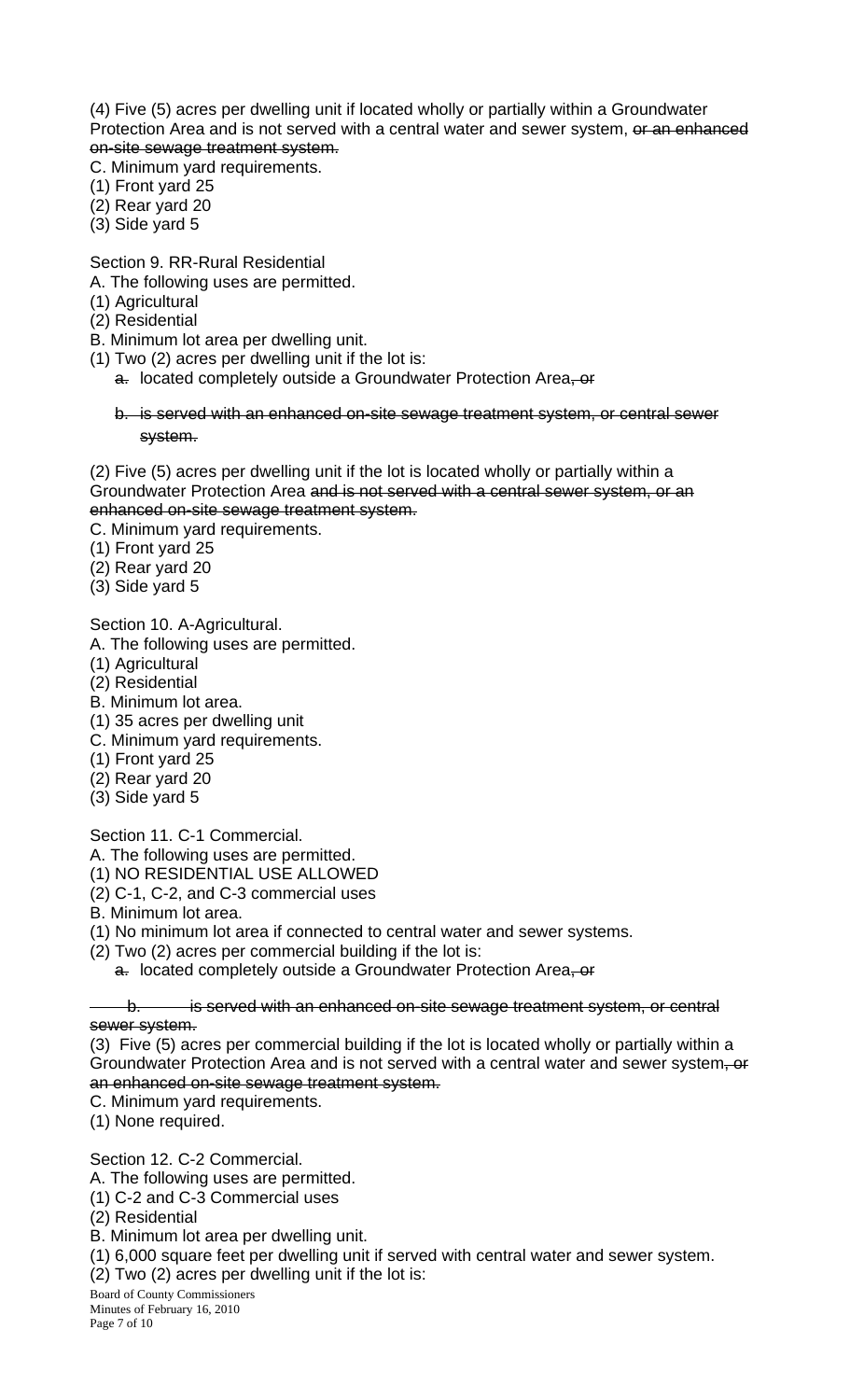(4) Five (5) acres per dwelling unit if located wholly or partially within a Groundwater Protection Area and is not served with a central water and sewer system, ~~or an enhanced on-site sewage treatment system.~~

C. Minimum yard requirements.

(1) Front yard 25

(2) Rear yard 20

(3) Side yard 5

Section 9. RR-Rural Residential

A. The following uses are permitted.

(1) Agricultural

(2) Residential

B. Minimum lot area per dwelling unit.

(1) Two (2) acres per dwelling unit if the lot is:

~~a.~~ located completely outside a Groundwater Protection Area~~, or~~

~~b. is served with an enhanced on-site sewage treatment system, or central sewer system.~~

(2) Five (5) acres per dwelling unit if the lot is located wholly or partially within a Groundwater Protection Area ~~and is not served with a central sewer system, or an enhanced on-site sewage treatment system.~~

C. Minimum yard requirements.

(1) Front yard 25

(2) Rear yard 20

(3) Side yard 5

Section 10. A-Agricultural.

A. The following uses are permitted.

(1) Agricultural

(2) Residential

B. Minimum lot area.

(1) 35 acres per dwelling unit

C. Minimum yard requirements.

(1) Front yard 25

(2) Rear yard 20

(3) Side yard 5

Section 11. C-1 Commercial.

A. The following uses are permitted.

(1) NO RESIDENTIAL USE ALLOWED

(2) C-1, C-2, and C-3 commercial uses

B. Minimum lot area.

(1) No minimum lot area if connected to central water and sewer systems.

(2) Two (2) acres per commercial building if the lot is:

~~a.~~ located completely outside a Groundwater Protection Area~~, or~~

~~b. is served with an enhanced on-site sewage treatment system, or central sewer system.~~

(3) Five (5) acres per commercial building if the lot is located wholly or partially within a Groundwater Protection Area and is not served with a central water and sewer system~~, or an enhanced on-site sewage treatment system.~~

C. Minimum yard requirements.

(1) None required.

Section 12. C-2 Commercial.

A. The following uses are permitted.

(1) C-2 and C-3 Commercial uses

(2) Residential

B. Minimum lot area per dwelling unit.

(1) 6,000 square feet per dwelling unit if served with central water and sewer system.

(2) Two (2) acres per dwelling unit if the lot is:

Board of County Commissioners
Minutes of February 16, 2010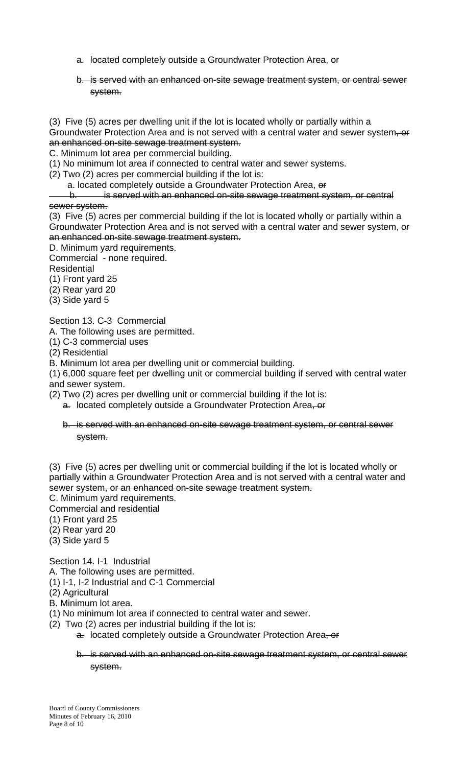a. located completely outside a Groundwater Protection Area, ~~or~~

~~b. is served with an enhanced on-site sewage treatment system, or central sewer system.~~

(3) Five (5) acres per dwelling unit if the lot is located wholly or partially within a Groundwater Protection Area and is not served with a central water and sewer system~~, or an enhanced on-site sewage treatment system.~~

C. Minimum lot area per commercial building.

(1) No minimum lot area if connected to central water and sewer systems.

(2) Two (2) acres per commercial building if the lot is:

a. located completely outside a Groundwater Protection Area, ~~or~~

~~b. is served with an enhanced on-site sewage treatment system, or central sewer system.~~

(3) Five (5) acres per commercial building if the lot is located wholly or partially within a Groundwater Protection Area and is not served with a central water and sewer system~~, or an enhanced on-site sewage treatment system.~~

D. Minimum yard requirements.

Commercial - none required.

Residential

(1) Front yard 25

(2) Rear yard 20

(3) Side yard 5

Section 13. C-3 Commercial

A. The following uses are permitted.

(1) C-3 commercial uses

(2) Residential

B. Minimum lot area per dwelling unit or commercial building.

(1) 6,000 square feet per dwelling unit or commercial building if served with central water and sewer system.

(2) Two (2) acres per dwelling unit or commercial building if the lot is:

a. located completely outside a Groundwater Protection Area~~, or~~

~~b. is served with an enhanced on-site sewage treatment system, or central sewer system.~~

(3) Five (5) acres per dwelling unit or commercial building if the lot is located wholly or partially within a Groundwater Protection Area and is not served with a central water and sewer system~~, or an enhanced on-site sewage treatment system.~~

C. Minimum yard requirements.

Commercial and residential

(1) Front yard 25

(2) Rear yard 20

(3) Side yard 5

Section 14. I-1 Industrial

A. The following uses are permitted.

(1) I-1, I-2 Industrial and C-1 Commercial

(2) Agricultural

B. Minimum lot area.

(1) No minimum lot area if connected to central water and sewer.

(2) Two (2) acres per industrial building if the lot is:

a. located completely outside a Groundwater Protection Area~~, or~~

~~b. is served with an enhanced on-site sewage treatment system, or central sewer system.~~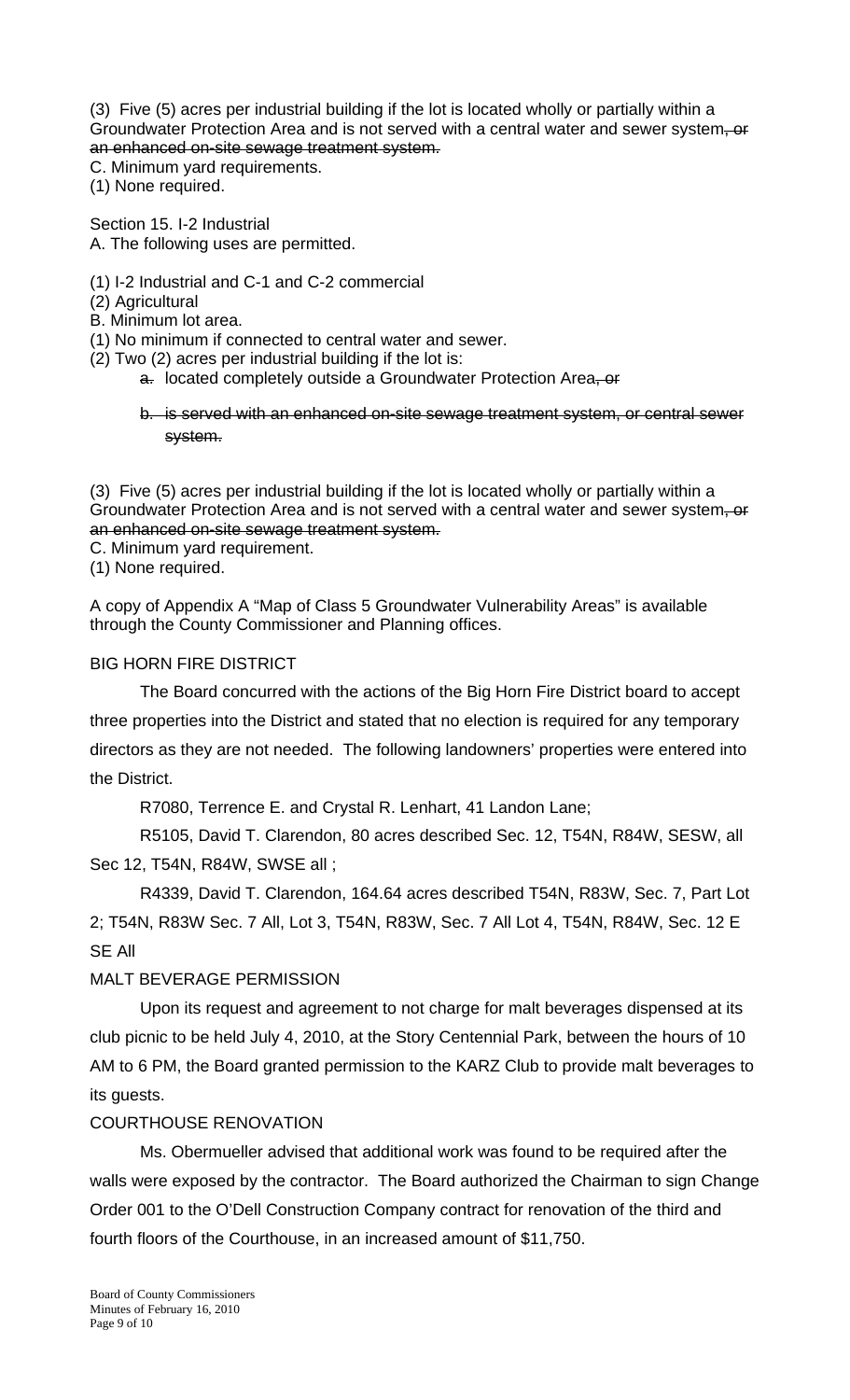(3) Five (5) acres per industrial building if the lot is located wholly or partially within a Groundwater Protection Area and is not served with a central water and sewer system~~, or an enhanced on-site sewage treatment system.~~

C. Minimum yard requirements.

(1) None required.

Section 15. I-2 Industrial

A. The following uses are permitted.

(1) I-2 Industrial and C-1 and C-2 commercial

(2) Agricultural

B. Minimum lot area.

(1) No minimum if connected to central water and sewer.

(2) Two (2) acres per industrial building if the lot is:

~~a.~~ located completely outside a Groundwater Protection Area~~, or~~

~~b. is served with an enhanced on-site sewage treatment system, or central sewer system.~~

(3) Five (5) acres per industrial building if the lot is located wholly or partially within a Groundwater Protection Area and is not served with a central water and sewer system~~, or an enhanced on-site sewage treatment system.~~

C. Minimum yard requirement.

(1) None required.

A copy of Appendix A "Map of Class 5 Groundwater Vulnerability Areas" is available through the County Commissioner and Planning offices.

## BIG HORN FIRE DISTRICT

The Board concurred with the actions of the Big Horn Fire District board to accept three properties into the District and stated that no election is required for any temporary directors as they are not needed. The following landowners' properties were entered into the District.

R7080, Terrence E. and Crystal R. Lenhart, 41 Landon Lane;

R5105, David T. Clarendon, 80 acres described Sec. 12, T54N, R84W, SESW, all Sec 12, T54N, R84W, SWSE all ;

R4339, David T. Clarendon, 164.64 acres described T54N, R83W, Sec. 7, Part Lot 2; T54N, R83W Sec. 7 All, Lot 3, T54N, R83W, Sec. 7 All Lot 4, T54N, R84W, Sec. 12 E SE All

## MALT BEVERAGE PERMISSION

Upon its request and agreement to not charge for malt beverages dispensed at its club picnic to be held July 4, 2010, at the Story Centennial Park, between the hours of 10 AM to 6 PM, the Board granted permission to the KARZ Club to provide malt beverages to its guests.

## COURTHOUSE RENOVATION

Ms. Obermueller advised that additional work was found to be required after the walls were exposed by the contractor. The Board authorized the Chairman to sign Change Order 001 to the O'Dell Construction Company contract for renovation of the third and fourth floors of the Courthouse, in an increased amount of $11,750.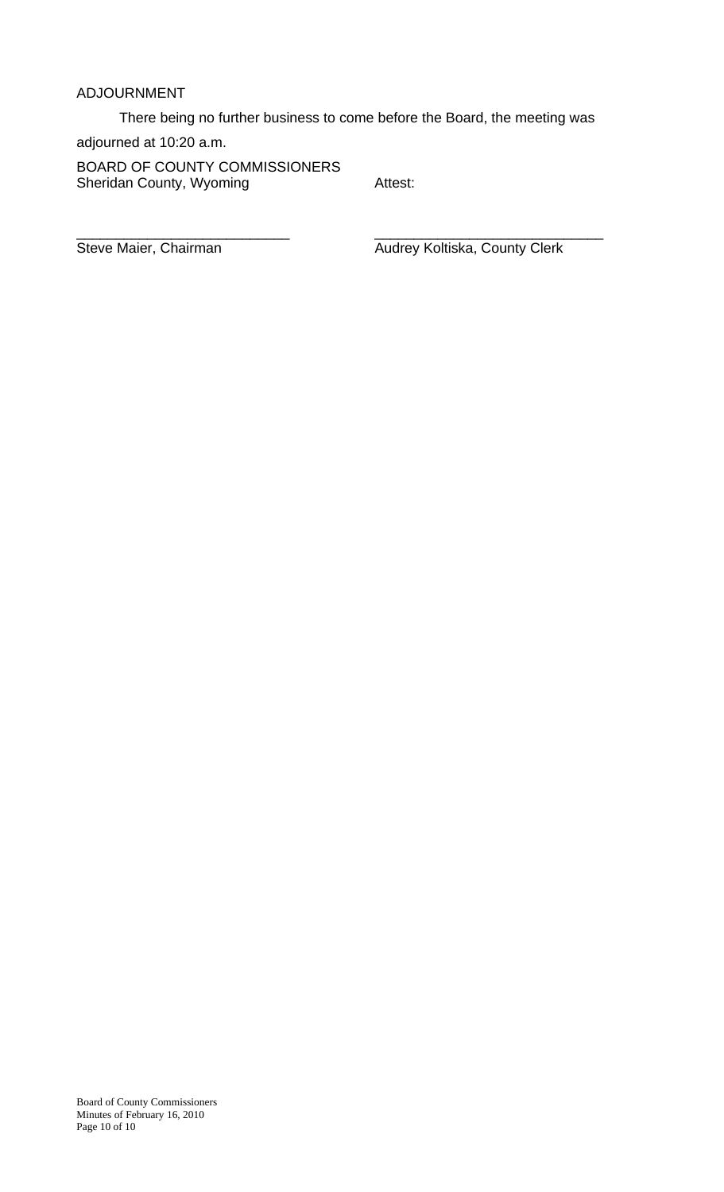ADJOURNMENT

There being no further business to come before the Board, the meeting was adjourned at 10:20 a.m.

BOARD OF COUNTY COMMISSIONERS
Sheridan County, Wyoming

Attest:

___________________________
Steve Maier, Chairman

______________________________
Audrey Koltiska, County Clerk